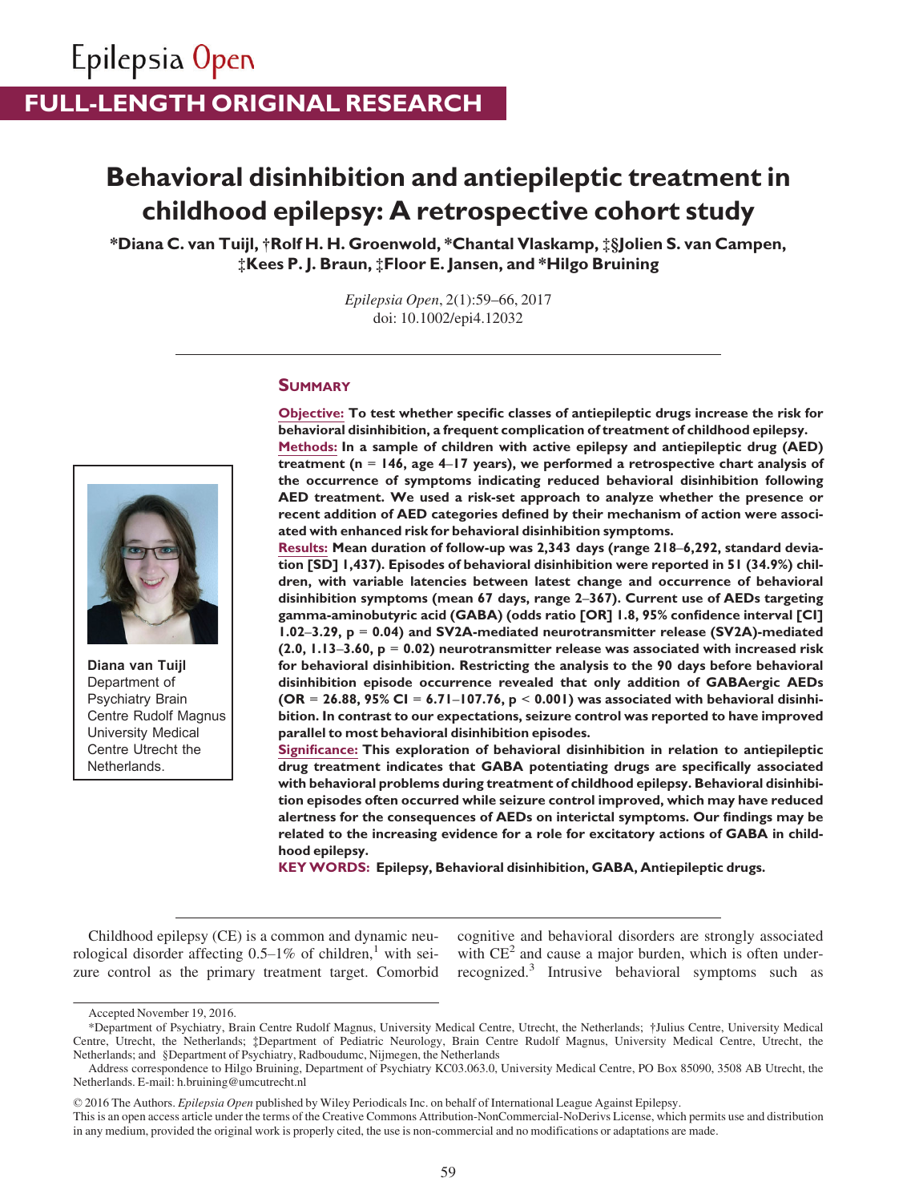Epilepsia Open

FULL-LENGTH ORIGINAL RESEARCH

# Behavioral disinhibition and antiepileptic treatment in childhood epilepsy: A retrospective cohort study

**\*Diana C. van Tuijl, †Rolf H. H. Groenwold, \*Chantal Vlaskamp, ‡§Jolien S. van Campen, ‡Kees P. J. Braun, ‡Floor E. Jansen, and \*Hilgo Bruining**

*Epilepsia Open*, 2(1):59–66, 2017
doi: 10.1002/epi4.12032

Diana van Tuijl
Department of Psychiatry Brain Centre Rudolf Magnus University Medical Centre Utrecht the Netherlands.

## Summary

**Objective:** **To test whether specific classes of antiepileptic drugs increase the risk for behavioral disinhibition, a frequent complication of treatment of childhood epilepsy.**

**Methods:** **In a sample of children with active epilepsy and antiepileptic drug (AED) treatment (n = 146, age 4–17 years), we performed a retrospective chart analysis of the occurrence of symptoms indicating reduced behavioral disinhibition following AED treatment. We used a risk-set approach to analyze whether the presence or recent addition of AED categories defined by their mechanism of action were associated with enhanced risk for behavioral disinhibition symptoms.**

**Results:** **Mean duration of follow-up was 2,343 days (range 218–6,292, standard deviation [SD] 1,437). Episodes of behavioral disinhibition were reported in 51 (34.9%) children, with variable latencies between latest change and occurrence of behavioral disinhibition symptoms (mean 67 days, range 2–367). Current use of AEDs targeting gamma-aminobutyric acid (GABA) (odds ratio [OR] 1.8, 95% confidence interval [CI] 1.02–3.29, $p = 0.04$) and SV2A-mediated neurotransmitter release (SV2A)-mediated (2.0, 1.13–3.60, $p = 0.02$) neurotransmitter release was associated with increased risk for behavioral disinhibition. Restricting the analysis to the 90 days before behavioral disinhibition episode occurrence revealed that only addition of GABAergic AEDs (OR = 26.88, 95% CI = 6.71–107.76, $p < 0.001$) was associated with behavioral disinhibition. In contrast to our expectations, seizure control was reported to have improved parallel to most behavioral disinhibition episodes.**

**Significance:** **This exploration of behavioral disinhibition in relation to antiepileptic drug treatment indicates that GABA potentiating drugs are specifically associated with behavioral problems during treatment of childhood epilepsy. Behavioral disinhibition episodes often occurred while seizure control improved, which may have reduced alertness for the consequences of AEDs on interictal symptoms. Our findings may be related to the increasing evidence for a role for excitatory actions of GABA in childhood epilepsy.**

**KEY WORDS:** **Epilepsy, Behavioral disinhibition, GABA, Antiepileptic drugs.**

Childhood epilepsy (CE) is a common and dynamic neurological disorder affecting 0.5–1% of children,[1] with seizure control as the primary treatment target. Comorbid cognitive and behavioral disorders are strongly associated with CE[2] and cause a major burden, which is often underrecognized.[3] Intrusive behavioral symptoms such as

Accepted November 19, 2016.

\*Department of Psychiatry, Brain Centre Rudolf Magnus, University Medical Centre, Utrecht, the Netherlands; †Julius Centre, University Medical Centre, Utrecht, the Netherlands; ‡Department of Pediatric Neurology, Brain Centre Rudolf Magnus, University Medical Centre, Utrecht, the Netherlands; and §Department of Psychiatry, Radboudumc, Nijmegen, the Netherlands

Address correspondence to Hilgo Bruining, Department of Psychiatry KC03.063.0, University Medical Centre, PO Box 85090, 3508 AB Utrecht, the Netherlands. E-mail: h.bruining@umcutrecht.nl

© 2016 The Authors. *Epilepsia Open* published by Wiley Periodicals Inc. on behalf of International League Against Epilepsy.

This is an open access article under the terms of the Creative Commons Attribution-NonCommercial-NoDerivs License, which permits use and distribution in any medium, provided the original work is properly cited, the use is non-commercial and no modifications or adaptations are made.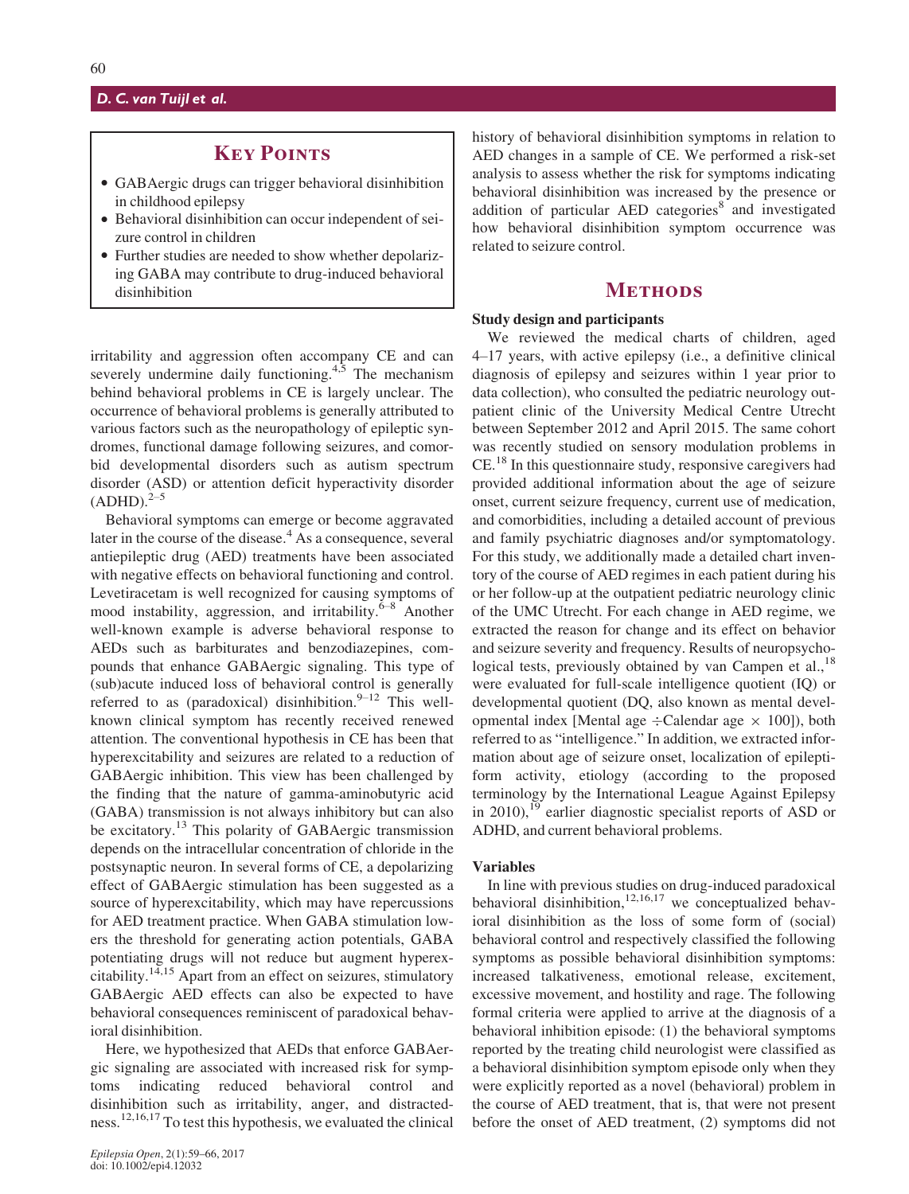## Key Points

- GABAergic drugs can trigger behavioral disinhibition in childhood epilepsy
- Behavioral disinhibition can occur independent of seizure control in children
- Further studies are needed to show whether depolarizing GABA may contribute to drug-induced behavioral disinhibition

irritability and aggression often accompany CE and can severely undermine daily functioning.[4,5] The mechanism behind behavioral problems in CE is largely unclear. The occurrence of behavioral problems is generally attributed to various factors such as the neuropathology of epileptic syndromes, functional damage following seizures, and comorbid developmental disorders such as autism spectrum disorder (ASD) or attention deficit hyperactivity disorder (ADHD).[2–5]

Behavioral symptoms can emerge or become aggravated later in the course of the disease.[4] As a consequence, several antiepileptic drug (AED) treatments have been associated with negative effects on behavioral functioning and control. Levetiracetam is well recognized for causing symptoms of mood instability, aggression, and irritability.[6–8] Another well-known example is adverse behavioral response to AEDs such as barbiturates and benzodiazepines, compounds that enhance GABAergic signaling. This type of (sub)acute induced loss of behavioral control is generally referred to as (paradoxical) disinhibition.[9–12] This well-known clinical symptom has recently received renewed attention. The conventional hypothesis in CE has been that hyperexcitability and seizures are related to a reduction of GABAergic inhibition. This view has been challenged by the finding that the nature of gamma-aminobutyric acid (GABA) transmission is not always inhibitory but can also be excitatory.[13] This polarity of GABAergic transmission depends on the intracellular concentration of chloride in the postsynaptic neuron. In several forms of CE, a depolarizing effect of GABAergic stimulation has been suggested as a source of hyperexcitability, which may have repercussions for AED treatment practice. When GABA stimulation lowers the threshold for generating action potentials, GABA potentiating drugs will not reduce but augment hyperexcitability.[14,15] Apart from an effect on seizures, stimulatory GABAergic AED effects can also be expected to have behavioral consequences reminiscent of paradoxical behavioral disinhibition.

Here, we hypothesized that AEDs that enforce GABAergic signaling are associated with increased risk for symptoms indicating reduced behavioral control and disinhibition such as irritability, anger, and distractedness.[12,16,17] To test this hypothesis, we evaluated the clinical history of behavioral disinhibition symptoms in relation to AED changes in a sample of CE. We performed a risk-set analysis to assess whether the risk for symptoms indicating behavioral disinhibition was increased by the presence or addition of particular AED categories[8] and investigated how behavioral disinhibition symptom occurrence was related to seizure control.

## Methods

### Study design and participants

We reviewed the medical charts of children, aged 4–17 years, with active epilepsy (i.e., a definitive clinical diagnosis of epilepsy and seizures within 1 year prior to data collection), who consulted the pediatric neurology outpatient clinic of the University Medical Centre Utrecht between September 2012 and April 2015. The same cohort was recently studied on sensory modulation problems in CE.[18] In this questionnaire study, responsive caregivers had provided additional information about the age of seizure onset, current seizure frequency, current use of medication, and comorbidities, including a detailed account of previous and family psychiatric diagnoses and/or symptomatology. For this study, we additionally made a detailed chart inventory of the course of AED regimes in each patient during his or her follow-up at the outpatient pediatric neurology clinic of the UMC Utrecht. For each change in AED regime, we extracted the reason for change and its effect on behavior and seizure severity and frequency. Results of neuropsychological tests, previously obtained by van Campen et al.,[18] were evaluated for full-scale intelligence quotient (IQ) or developmental quotient (DQ, also known as mental developmental index [Mental age $\div$ Calendar age $\times$ 100]), both referred to as "intelligence." In addition, we extracted information about age of seizure onset, localization of epileptiform activity, etiology (according to the proposed terminology by the International League Against Epilepsy in 2010),[19] earlier diagnostic specialist reports of ASD or ADHD, and current behavioral problems.

### Variables

In line with previous studies on drug-induced paradoxical behavioral disinhibition,[12,16,17] we conceptualized behavioral disinhibition as the loss of some form of (social) behavioral control and respectively classified the following symptoms as possible behavioral disinhibition symptoms: increased talkativeness, emotional release, excitement, excessive movement, and hostility and rage. The following formal criteria were applied to arrive at the diagnosis of a behavioral inhibition episode: (1) the behavioral symptoms reported by the treating child neurologist were classified as a behavioral disinhibition symptom episode only when they were explicitly reported as a novel (behavioral) problem in the course of AED treatment, that is, that were not present before the onset of AED treatment, (2) symptoms did not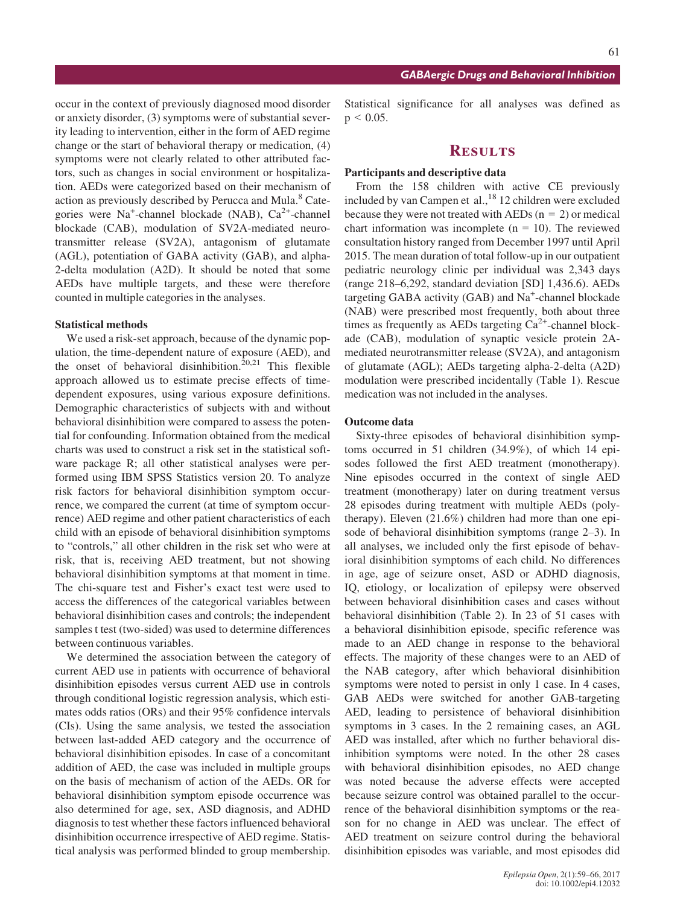occur in the context of previously diagnosed mood disorder or anxiety disorder, (3) symptoms were of substantial severity leading to intervention, either in the form of AED regime change or the start of behavioral therapy or medication, (4) symptoms were not clearly related to other attributed factors, such as changes in social environment or hospitalization. AEDs were categorized based on their mechanism of action as previously described by Perucca and Mula.[8] Categories were $Na^+$-channel blockade (NAB), $Ca^{2+}$-channel blockade (CAB), modulation of SV2A-mediated neurotransmitter release (SV2A), antagonism of glutamate (AGL), potentiation of GABA activity (GAB), and alpha-2-delta modulation (A2D). It should be noted that some AEDs have multiple targets, and these were therefore counted in multiple categories in the analyses.

### Statistical methods

We used a risk-set approach, because of the dynamic population, the time-dependent nature of exposure (AED), and the onset of behavioral disinhibition.[20,21] This flexible approach allowed us to estimate precise effects of time-dependent exposures, using various exposure definitions. Demographic characteristics of subjects with and without behavioral disinhibition were compared to assess the potential for confounding. Information obtained from the medical charts was used to construct a risk set in the statistical software package R; all other statistical analyses were performed using IBM SPSS Statistics version 20. To analyze risk factors for behavioral disinhibition symptom occurrence, we compared the current (at time of symptom occurrence) AED regime and other patient characteristics of each child with an episode of behavioral disinhibition symptoms to "controls," all other children in the risk set who were at risk, that is, receiving AED treatment, but not showing behavioral disinhibition symptoms at that moment in time. The chi-square test and Fisher's exact test were used to access the differences of the categorical variables between behavioral disinhibition cases and controls; the independent samples t test (two-sided) was used to determine differences between continuous variables.

We determined the association between the category of current AED use in patients with occurrence of behavioral disinhibition episodes versus current AED use in controls through conditional logistic regression analysis, which estimates odds ratios (ORs) and their 95% confidence intervals (CIs). Using the same analysis, we tested the association between last-added AED category and the occurrence of behavioral disinhibition episodes. In case of a concomitant addition of AED, the case was included in multiple groups on the basis of mechanism of action of the AEDs. OR for behavioral disinhibition symptom episode occurrence was also determined for age, sex, ASD diagnosis, and ADHD diagnosis to test whether these factors influenced behavioral disinhibition occurrence irrespective of AED regime. Statistical analysis was performed blinded to group membership. Statistical significance for all analyses was defined as $p < 0.05$.

## Results

### Participants and descriptive data

From the 158 children with active CE previously included by van Campen et al.,[18] 12 children were excluded because they were not treated with AEDs ($n = 2$) or medical chart information was incomplete ($n = 10$). The reviewed consultation history ranged from December 1997 until April 2015. The mean duration of total follow-up in our outpatient pediatric neurology clinic per individual was 2,343 days (range 218–6,292, standard deviation [SD] 1,436.6). AEDs targeting GABA activity (GAB) and $Na^+$-channel blockade (NAB) were prescribed most frequently, both about three times as frequently as AEDs targeting $Ca^{2+}$-channel blockade (CAB), modulation of synaptic vesicle protein 2A-mediated neurotransmitter release (SV2A), and antagonism of glutamate (AGL); AEDs targeting alpha-2-delta (A2D) modulation were prescribed incidentally (Table 1). Rescue medication was not included in the analyses.

### Outcome data

Sixty-three episodes of behavioral disinhibition symptoms occurred in 51 children (34.9%), of which 14 episodes followed the first AED treatment (monotherapy). Nine episodes occurred in the context of single AED treatment (monotherapy) later on during treatment versus 28 episodes during treatment with multiple AEDs (polytherapy). Eleven (21.6%) children had more than one episode of behavioral disinhibition symptoms (range 2–3). In all analyses, we included only the first episode of behavioral disinhibition symptoms of each child. No differences in age, age of seizure onset, ASD or ADHD diagnosis, IQ, etiology, or localization of epilepsy were observed between behavioral disinhibition cases and cases without behavioral disinhibition (Table 2). In 23 of 51 cases with a behavioral disinhibition episode, specific reference was made to an AED change in response to the behavioral effects. The majority of these changes were to an AED of the NAB category, after which behavioral disinhibition symptoms were noted to persist in only 1 case. In 4 cases, GAB AEDs were switched for another GAB-targeting AED, leading to persistence of behavioral disinhibition symptoms in 3 cases. In the 2 remaining cases, an AGL AED was installed, after which no further behavioral disinhibition symptoms were noted. In the other 28 cases with behavioral disinhibition episodes, no AED change was noted because the adverse effects were accepted because seizure control was obtained parallel to the occurrence of the behavioral disinhibition symptoms or the reason for no change in AED was unclear. The effect of AED treatment on seizure control during the behavioral disinhibition episodes was variable, and most episodes did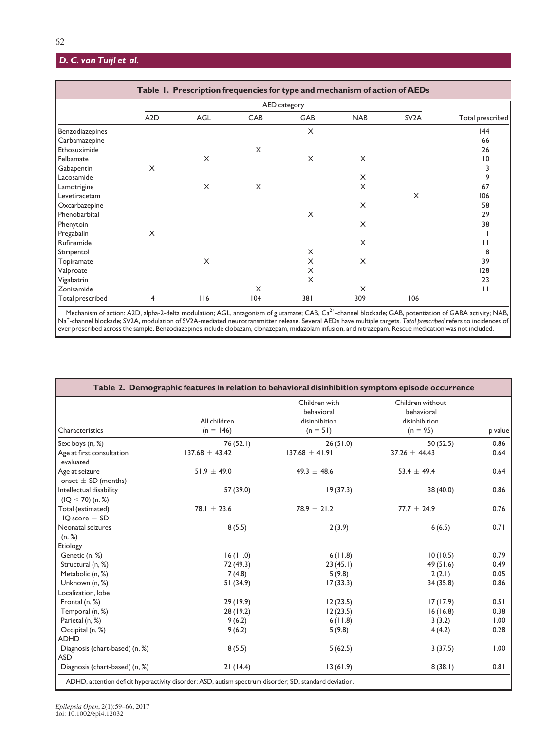**Table 1. Prescription frequencies for type and mechanism of action of AEDs**

| | AED category | | | | | | |
|---|---|---|---|---|---|---|---|
| | A2D | AGL | CAB | GAB | NAB | SV2A | Total prescribed |
| Benzodiazepines | | | | × | | | 144 |
| Carbamazepine | | | | | | | 66 |
| Ethosuximide | | | × | | | | 26 |
| Felbamate | | × | | × | × | | 10 |
| Gabapentin | × | | | | | | 3 |
| Lacosamide | | | | | × | | 9 |
| Lamotrigine | | × | × | | × | | 67 |
| Levetiracetam | | | | | | × | 106 |
| Oxcarbazepine | | | | | × | | 58 |
| Phenobarbital | | | | × | | | 29 |
| Phenytoin | | | | | × | | 38 |
| Pregabalin | × | | | | | | 1 |
| Rufinamide | | | | | × | | 11 |
| Stiripentol | | | | × | | | 8 |
| Topiramate | | × | | × | × | | 39 |
| Valproate | | | | × | | | 128 |
| Vigabatrin | | | | × | | | 23 |
| Zonisamide | | | × | | × | | 11 |
| Total prescribed | 4 | 116 | 104 | 381 | 309 | 106 | |

Mechanism of action: A2D, alpha-2-delta modulation; AGL, antagonism of glutamate; CAB, $Ca^{2+}$-channel blockade; GAB, potentiation of GABA activity; NAB, $Na^{+}$-channel blockade; SV2A, modulation of SV2A-mediated neurotransmitter release. Several AEDs have multiple targets. *Total prescribed* refers to incidences of ever prescribed across the sample. Benzodiazepines include clobazam, clonazepam, midazolam infusion, and nitrazepam. Rescue medication was not included.

**Table 2. Demographic features in relation to behavioral disinhibition symptom episode occurrence**

| Characteristics | All children (n = 146) | Children with behavioral disinhibition (n = 51) | Children without behavioral disinhibition (n = 95) | p value |
|---|---|---|---|---|
| Sex: boys (n, %) | 76 (52.1) | 26 (51.0) | 50 (52.5) | 0.86 |
| Age at first consultation evaluated | 137.68 ± 43.42 | 137.68 ± 41.91 | 137.26 ± 44.43 | 0.64 |
| Age at seizure onset ± SD (months) | 51.9 ± 49.0 | 49.3 ± 48.6 | 53.4 ± 49.4 | 0.64 |
| Intellectual disability (IQ < 70) (n, %) | 57 (39.0) | 19 (37.3) | 38 (40.0) | 0.86 |
| Total (estimated) IQ score ± SD | 78.1 ± 23.6 | 78.9 ± 21.2 | 77.7 ± 24.9 | 0.76 |
| Neonatal seizures (n, %) | 8 (5.5) | 2 (3.9) | 6 (6.5) | 0.71 |
| Etiology | | | | |
| Genetic (n, %) | 16 (11.0) | 6 (11.8) | 10 (10.5) | 0.79 |
| Structural (n, %) | 72 (49.3) | 23 (45.1) | 49 (51.6) | 0.49 |
| Metabolic (n, %) | 7 (4.8) | 5 (9.8) | 2 (2.1) | 0.05 |
| Unknown (n, %) | 51 (34.9) | 17 (33.3) | 34 (35.8) | 0.86 |
| Localization, lobe | | | | |
| Frontal (n, %) | 29 (19.9) | 12 (23.5) | 17 (17.9) | 0.51 |
| Temporal (n, %) | 28 (19.2) | 12 (23.5) | 16 (16.8) | 0.38 |
| Parietal (n, %) | 9 (6.2) | 6 (11.8) | 3 (3.2) | 1.00 |
| Occipital (n, %) | 9 (6.2) | 5 (9.8) | 4 (4.2) | 0.28 |
| ADHD | | | | |
| Diagnosis (chart-based) (n, %) | 8 (5.5) | 5 (62.5) | 3 (37.5) | 1.00 |
| ASD | | | | |
| Diagnosis (chart-based) (n, %) | 21 (14.4) | 13 (61.9) | 8 (38.1) | 0.81 |

ADHD, attention deficit hyperactivity disorder; ASD, autism spectrum disorder; SD, standard deviation.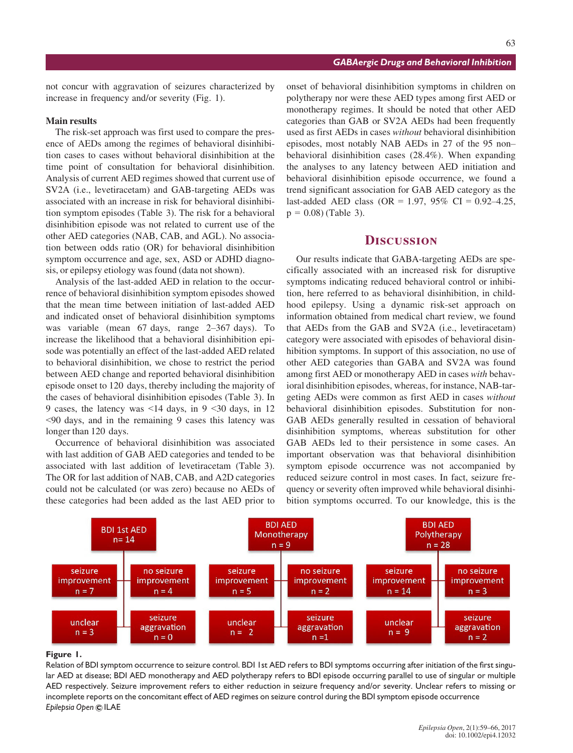not concur with aggravation of seizures characterized by increase in frequency and/or severity (Fig. 1).

**Main results**

The risk-set approach was first used to compare the presence of AEDs among the regimes of behavioral disinhibition cases to cases without behavioral disinhibition at the time point of consultation for behavioral disinhibition. Analysis of current AED regimes showed that current use of SV2A (i.e., levetiracetam) and GAB-targeting AEDs was associated with an increase in risk for behavioral disinhibition symptom episodes (Table 3). The risk for a behavioral disinhibition episode was not related to current use of the other AED categories (NAB, CAB, and AGL). No association between odds ratio (OR) for behavioral disinhibition symptom occurrence and age, sex, ASD or ADHD diagnosis, or epilepsy etiology was found (data not shown).

Analysis of the last-added AED in relation to the occurrence of behavioral disinhibition symptom episodes showed that the mean time between initiation of last-added AED and indicated onset of behavioral disinhibition symptoms was variable (mean 67 days, range 2–367 days). To increase the likelihood that a behavioral disinhibition episode was potentially an effect of the last-added AED related to behavioral disinhibition, we chose to restrict the period between AED change and reported behavioral disinhibition episode onset to 120 days, thereby including the majority of the cases of behavioral disinhibition episodes (Table 3). In 9 cases, the latency was <14 days, in 9 <30 days, in 12 <90 days, and in the remaining 9 cases this latency was longer than 120 days.

Occurrence of behavioral disinhibition was associated with last addition of GAB AED categories and tended to be associated with last addition of levetiracetam (Table 3). The OR for last addition of NAB, CAB, and A2D categories could not be calculated (or was zero) because no AEDs of these categories had been added as the last AED prior to onset of behavioral disinhibition symptoms in children on polytherapy nor were these AED types among first AED or monotherapy regimes. It should be noted that other AED categories than GAB or SV2A AEDs had been frequently used as first AEDs in cases *without* behavioral disinhibition episodes, most notably NAB AEDs in 27 of the 95 non–behavioral disinhibition cases (28.4%). When expanding the analyses to any latency between AED initiation and behavioral disinhibition episode occurrence, we found a trend significant association for GAB AED category as the last-added AED class (OR = 1.97, 95% CI = 0.92–4.25, $p = 0.08$) (Table 3).

## Discussion

Our results indicate that GABA-targeting AEDs are specifically associated with an increased risk for disruptive symptoms indicating reduced behavioral control or inhibition, here referred to as behavioral disinhibition, in childhood epilepsy. Using a dynamic risk-set approach on information obtained from medical chart review, we found that AEDs from the GAB and SV2A (i.e., levetiracetam) category were associated with episodes of behavioral disinhibition symptoms. In support of this association, no use of other AED categories than GABA and SV2A was found among first AED or monotherapy AED in cases *with* behavioral disinhibition episodes, whereas, for instance, NAB-targeting AEDs were common as first AED in cases *without* behavioral disinhibition episodes. Substitution for non-GAB AEDs generally resulted in cessation of behavioral disinhibition symptoms, whereas substitution for other GAB AEDs led to their persistence in some cases. An important observation was that behavioral disinhibition symptom episode occurrence was not accompanied by reduced seizure control in most cases. In fact, seizure frequency or severity often improved while behavioral disinhibition symptoms occurred. To our knowledge, this is the

| BDI 1st AED n = 14 | BDI AED Monotherapy n = 9 | BDI AED Polytherapy n = 28 |
|---|---|---|
| seizure improvement n = 7 | seizure improvement n = 5 | seizure improvement n = 14 |
| no seizure improvement n = 4 | no seizure improvement n = 2 | no seizure improvement n = 3 |
| unclear n = 3 | unclear n = 2 | unclear n = 9 |
| seizure aggravation n = 0 | seizure aggravation n = 1 | seizure aggravation n = 2 |

**Figure 1.**
Relation of BDI symptom occurrence to seizure control. BDI 1st AED refers to BDI symptoms occurring after initiation of the first singular AED at disease; BDI AED monotherapy and AED polytherapy refers to BDI episode occurring parallel to use of singular or multiple AED respectively. Seizure improvement refers to either reduction in seizure frequency and/or severity. Unclear refers to missing or incomplete reports on the concomitant effect of AED regimes on seizure control during the BDI symptom episode occurrence
*Epilepsia Open* © ILAE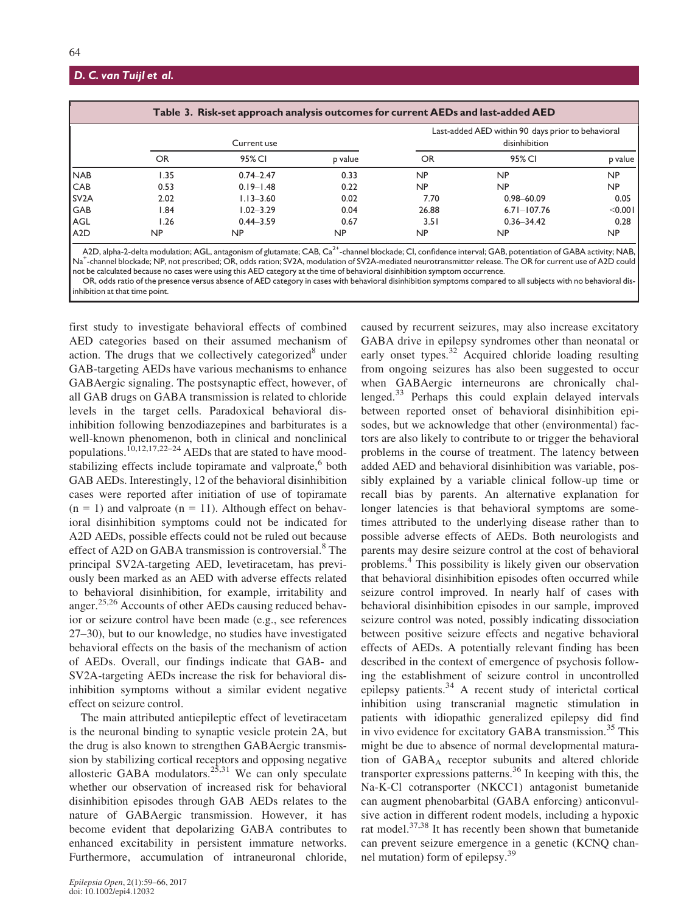**Table 3. Risk-set approach analysis outcomes for current AEDs and last-added AED**

| | Current use | | | Last-added AED within 90 days prior to behavioral disinhibition | | |
|---|---|---|---|---|---|---|
| | OR | 95% CI | p value | OR | 95% CI | p value |
| NAB | 1.35 | 0.74–2.47 | 0.33 | NP | NP | NP |
| CAB | 0.53 | 0.19–1.48 | 0.22 | NP | NP | NP |
| SV2A | 2.02 | 1.13–3.60 | 0.02 | 7.70 | 0.98–60.09 | 0.05 |
| GAB | 1.84 | 1.02–3.29 | 0.04 | 26.88 | 6.71–107.76 | <0.001 |
| AGL | 1.26 | 0.44–3.59 | 0.67 | 3.51 | 0.36–34.42 | 0.28 |
| A2D | NP | NP | NP | NP | NP | NP |

A2D, alpha-2-delta modulation; AGL, antagonism of glutamate; CAB, $Ca^{2+}$-channel blockade; CI, confidence interval; GAB, potentiation of GABA activity; NAB, $Na^{+}$-channel blockade; NP, not prescribed; OR, odds ration; SV2A, modulation of SV2A-mediated neurotransmitter release. The OR for current use of A2D could not be calculated because no cases were using this AED category at the time of behavioral disinhibition symptom occurrence.

OR, odds ratio of the presence versus absence of AED category in cases with behavioral disinhibition symptoms compared to all subjects with no behavioral disinhibition at that time point.

first study to investigate behavioral effects of combined AED categories based on their assumed mechanism of action. The drugs that we collectively categorized[8] under GAB-targeting AEDs have various mechanisms to enhance GABAergic signaling. The postsynaptic effect, however, of all GAB drugs on GABA transmission is related to chloride levels in the target cells. Paradoxical behavioral disinhibition following benzodiazepines and barbiturates is a well-known phenomenon, both in clinical and nonclinical populations.[10,12,17,22–24] AEDs that are stated to have mood-stabilizing effects include topiramate and valproate,[6] both GAB AEDs. Interestingly, 12 of the behavioral disinhibition cases were reported after initiation of use of topiramate (n = 1) and valproate (n = 11). Although effect on behavioral disinhibition symptoms could not be indicated for A2D AEDs, possible effects could not be ruled out because effect of A2D on GABA transmission is controversial.[8] The principal SV2A-targeting AED, levetiracetam, has previously been marked as an AED with adverse effects related to behavioral disinhibition, for example, irritability and anger.[25,26] Accounts of other AEDs causing reduced behavior or seizure control have been made (e.g., see references 27–30), but to our knowledge, no studies have investigated behavioral effects on the basis of the mechanism of action of AEDs. Overall, our findings indicate that GAB- and SV2A-targeting AEDs increase the risk for behavioral disinhibition symptoms without a similar evident negative effect on seizure control.

The main attributed antiepileptic effect of levetiracetam is the neuronal binding to synaptic vesicle protein 2A, but the drug is also known to strengthen GABAergic transmission by stabilizing cortical receptors and opposing negative allosteric GABA modulators.[25,31] We can only speculate whether our observation of increased risk for behavioral disinhibition episodes through GAB AEDs relates to the nature of GABAergic transmission. However, it has become evident that depolarizing GABA contributes to enhanced excitability in persistent immature networks. Furthermore, accumulation of intraneuronal chloride, caused by recurrent seizures, may also increase excitatory GABA drive in epilepsy syndromes other than neonatal or early onset types.[32] Acquired chloride loading resulting from ongoing seizures has also been suggested to occur when GABAergic interneurons are chronically challenged.[33] Perhaps this could explain delayed intervals between reported onset of behavioral disinhibition episodes, but we acknowledge that other (environmental) factors are also likely to contribute to or trigger the behavioral problems in the course of treatment. The latency between added AED and behavioral disinhibition was variable, possibly explained by a variable clinical follow-up time or recall bias by parents. An alternative explanation for longer latencies is that behavioral symptoms are sometimes attributed to the underlying disease rather than to possible adverse effects of AEDs. Both neurologists and parents may desire seizure control at the cost of behavioral problems.[4] This possibility is likely given our observation that behavioral disinhibition episodes often occurred while seizure control improved. In nearly half of cases with behavioral disinhibition episodes in our sample, improved seizure control was noted, possibly indicating dissociation between positive seizure effects and negative behavioral effects of AEDs. A potentially relevant finding has been described in the context of emergence of psychosis following the establishment of seizure control in uncontrolled epilepsy patients.[34] A recent study of interictal cortical inhibition using transcranial magnetic stimulation in patients with idiopathic generalized epilepsy did find in vivo evidence for excitatory GABA transmission.[35] This might be due to absence of normal developmental maturation of $GABA_A$ receptor subunits and altered chloride transporter expressions patterns.[36] In keeping with this, the Na-K-Cl cotransporter (NKCC1) antagonist bumetanide can augment phenobarbital (GABA enforcing) anticonvulsive action in different rodent models, including a hypoxic rat model.[37,38] It has recently been shown that bumetanide can prevent seizure emergence in a genetic (KCNQ channel mutation) form of epilepsy.[39]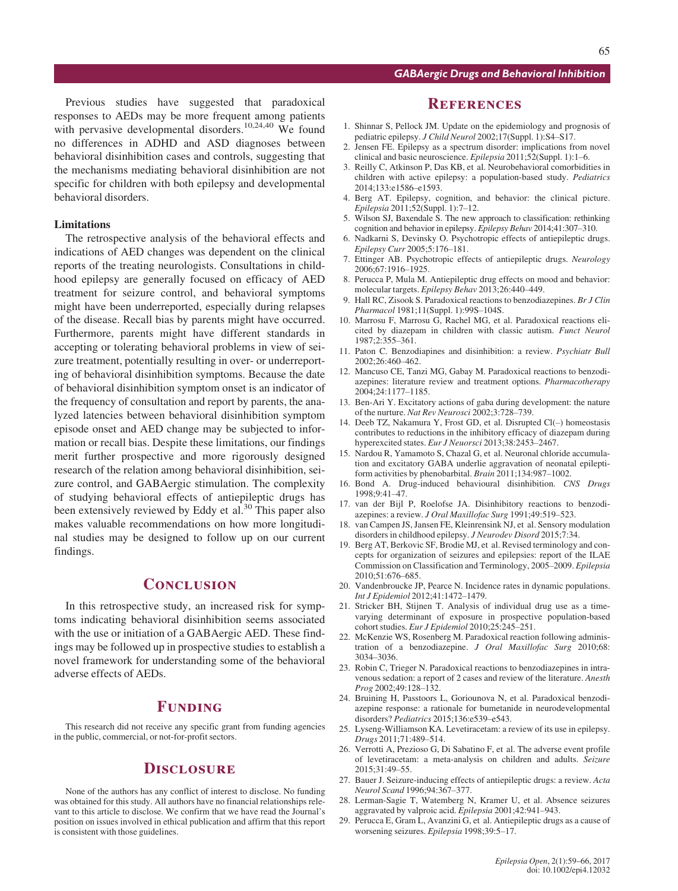Previous studies have suggested that paradoxical responses to AEDs may be more frequent among patients with pervasive developmental disorders.[10,24,40] We found no differences in ADHD and ASD diagnoses between behavioral disinhibition cases and controls, suggesting that the mechanisms mediating behavioral disinhibition are not specific for children with both epilepsy and developmental behavioral disorders.

### Limitations

The retrospective analysis of the behavioral effects and indications of AED changes was dependent on the clinical reports of the treating neurologists. Consultations in childhood epilepsy are generally focused on efficacy of AED treatment for seizure control, and behavioral symptoms might have been underreported, especially during relapses of the disease. Recall bias by parents might have occurred. Furthermore, parents might have different standards in accepting or tolerating behavioral problems in view of seizure treatment, potentially resulting in over- or underreporting of behavioral disinhibition symptoms. Because the date of behavioral disinhibition symptom onset is an indicator of the frequency of consultation and report by parents, the analyzed latencies between behavioral disinhibition symptom episode onset and AED change may be subjected to information or recall bias. Despite these limitations, our findings merit further prospective and more rigorously designed research of the relation among behavioral disinhibition, seizure control, and GABAergic stimulation. The complexity of studying behavioral effects of antiepileptic drugs has been extensively reviewed by Eddy et al.[30] This paper also makes valuable recommendations on how more longitudinal studies may be designed to follow up on our current findings.

## Conclusion

In this retrospective study, an increased risk for symptoms indicating behavioral disinhibition seems associated with the use or initiation of a GABAergic AED. These findings may be followed up in prospective studies to establish a novel framework for understanding some of the behavioral adverse effects of AEDs.

## Funding

This research did not receive any specific grant from funding agencies in the public, commercial, or not-for-profit sectors.

## Disclosure

None of the authors has any conflict of interest to disclose. No funding was obtained for this study. All authors have no financial relationships relevant to this article to disclose. We confirm that we have read the Journal's position on issues involved in ethical publication and affirm that this report is consistent with those guidelines.

## References

1. Shinnar S, Pellock JM. Update on the epidemiology and prognosis of pediatric epilepsy. *J Child Neurol* 2002;17(Suppl. 1):S4–S17.
2. Jensen FE. Epilepsy as a spectrum disorder: implications from novel clinical and basic neuroscience. *Epilepsia* 2011;52(Suppl. 1):1–6.
3. Reilly C, Atkinson P, Das KB, et al. Neurobehavioral comorbidities in children with active epilepsy: a population-based study. *Pediatrics* 2014;133:e1586–e1593.
4. Berg AT. Epilepsy, cognition, and behavior: the clinical picture. *Epilepsia* 2011;52(Suppl. 1):7–12.
5. Wilson SJ, Baxendale S. The new approach to classification: rethinking cognition and behavior in epilepsy. *Epilepsy Behav* 2014;41:307–310.
6. Nadkarni S, Devinsky O. Psychotropic effects of antiepileptic drugs. *Epilepsy Curr* 2005;5:176–181.
7. Ettinger AB. Psychotropic effects of antiepileptic drugs. *Neurology* 2006;67:1916–1925.
8. Perucca P, Mula M. Antiepileptic drug effects on mood and behavior: molecular targets. *Epilepsy Behav* 2013;26:440–449.
9. Hall RC, Zisook S. Paradoxical reactions to benzodiazepines. *Br J Clin Pharmacol* 1981;11(Suppl. 1):99S–104S.
10. Marrosu F, Marrosu G, Rachel MG, et al. Paradoxical reactions elicited by diazepam in children with classic autism. *Funct Neurol* 1987;2:355–361.
11. Paton C. Benzodiapines and disinhibition: a review. *Psychiatr Bull* 2002;26:460–462.
12. Mancuso CE, Tanzi MG, Gabay M. Paradoxical reactions to benzodiazepines: literature review and treatment options. *Pharmacotherapy* 2004;24:1177–1185.
13. Ben-Ari Y. Excitatory actions of gaba during development: the nature of the nurture. *Nat Rev Neurosci* 2002;3:728–739.
14. Deeb TZ, Nakamura Y, Frost GD, et al. Disrupted Cl(–) homeostasis contributes to reductions in the inhibitory efficacy of diazepam during hyperexcited states. *Eur J Neuorsci* 2013;38:2453–2467.
15. Nardou R, Yamamoto S, Chazal G, et al. Neuronal chloride accumulation and excitatory GABA underlie aggravation of neonatal epileptiform activities by phenobarbital. *Brain* 2011;134:987–1002.
16. Bond A. Drug-induced behavioural disinhibition. *CNS Drugs* 1998;9:41–47.
17. van der Bijl P, Roelofse JA. Disinhibitory reactions to benzodiazepines: a review. *J Oral Maxillofac Surg* 1991;49:519–523.
18. van Campen JS, Jansen FE, Kleinrensink NJ, et al. Sensory modulation disorders in childhood epilepsy. *J Neurodev Disord* 2015;7:34.
19. Berg AT, Berkovic SF, Brodie MJ, et al. Revised terminology and concepts for organization of seizures and epilepsies: report of the ILAE Commission on Classification and Terminology, 2005–2009. *Epilepsia* 2010;51:676–685.
20. Vandenbroucke JP, Pearce N. Incidence rates in dynamic populations. *Int J Epidemiol* 2012;41:1472–1479.
21. Stricker BH, Stijnen T. Analysis of individual drug use as a time-varying determinant of exposure in prospective population-based cohort studies. *Eur J Epidemiol* 2010;25:245–251.
22. McKenzie WS, Rosenberg M. Paradoxical reaction following administration of a benzodiazepine. *J Oral Maxillofac Surg* 2010;68: 3034–3036.
23. Robin C, Trieger N. Paradoxical reactions to benzodiazepines in intravenous sedation: a report of 2 cases and review of the literature. *Anesth Prog* 2002;49:128–132.
24. Bruining H, Passtoors L, Goriounova N, et al. Paradoxical benzodiazepine response: a rationale for bumetanide in neurodevelopmental disorders? *Pediatrics* 2015;136:e539–e543.
25. Lyseng-Williamson KA. Levetiracetam: a review of its use in epilepsy. *Drugs* 2011;71:489–514.
26. Verrotti A, Prezioso G, Di Sabatino F, et al. The adverse event profile of levetiracetam: a meta-analysis on children and adults. *Seizure* 2015;31:49–55.
27. Bauer J. Seizure-inducing effects of antiepileptic drugs: a review. *Acta Neurol Scand* 1996;94:367–377.
28. Lerman-Sagie T, Watemberg N, Kramer U, et al. Absence seizures aggravated by valproic acid. *Epilepsia* 2001;42:941–943.
29. Perucca E, Gram L, Avanzini G, et al. Antiepileptic drugs as a cause of worsening seizures. *Epilepsia* 1998;39:5–17.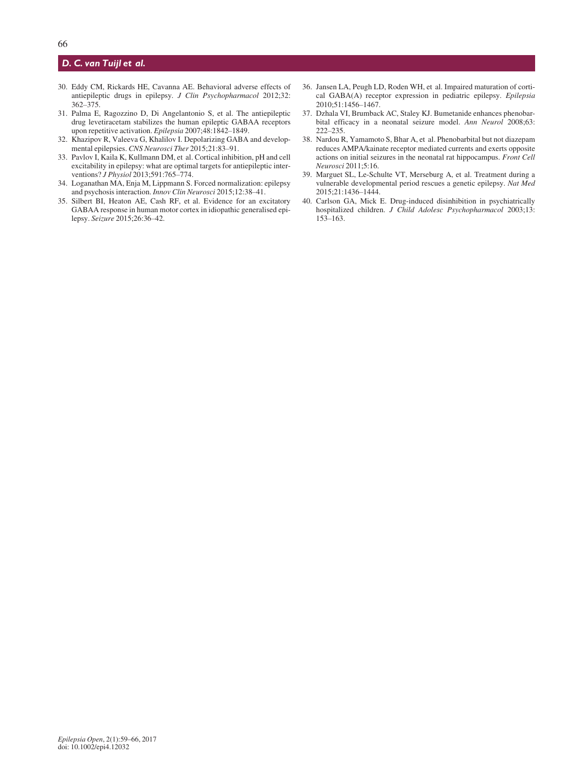30. Eddy CM, Rickards HE, Cavanna AE. Behavioral adverse effects of antiepileptic drugs in epilepsy. *J Clin Psychopharmacol* 2012;32: 362–375.
31. Palma E, Ragozzino D, Di Angelantonio S, et al. The antiepileptic drug levetiracetam stabilizes the human epileptic GABAA receptors upon repetitive activation. *Epilepsia* 2007;48:1842–1849.
32. Khazipov R, Valeeva G, Khalilov I. Depolarizing GABA and developmental epilepsies. *CNS Neurosci Ther* 2015;21:83–91.
33. Pavlov I, Kaila K, Kullmann DM, et al. Cortical inhibition, pH and cell excitability in epilepsy: what are optimal targets for antiepileptic interventions? *J Physiol* 2013;591:765–774.
34. Loganathan MA, Enja M, Lippmann S. Forced normalization: epilepsy and psychosis interaction. *Innov Clin Neurosci* 2015;12:38–41.
35. Silbert BI, Heaton AE, Cash RF, et al. Evidence for an excitatory GABAA response in human motor cortex in idiopathic generalised epilepsy. *Seizure* 2015;26:36–42.
36. Jansen LA, Peugh LD, Roden WH, et al. Impaired maturation of cortical GABA(A) receptor expression in pediatric epilepsy. *Epilepsia* 2010;51:1456–1467.
37. Dzhala VI, Brumback AC, Staley KJ. Bumetanide enhances phenobarbital efficacy in a neonatal seizure model. *Ann Neurol* 2008;63: 222–235.
38. Nardou R, Yamamoto S, Bhar A, et al. Phenobarbital but not diazepam reduces AMPA/kainate receptor mediated currents and exerts opposite actions on initial seizures in the neonatal rat hippocampus. *Front Cell Neurosci* 2011;5:16.
39. Marguet SL, Le-Schulte VT, Merseburg A, et al. Treatment during a vulnerable developmental period rescues a genetic epilepsy. *Nat Med* 2015;21:1436–1444.
40. Carlson GA, Mick E. Drug-induced disinhibition in psychiatrically hospitalized children. *J Child Adolesc Psychopharmacol* 2003;13: 153–163.